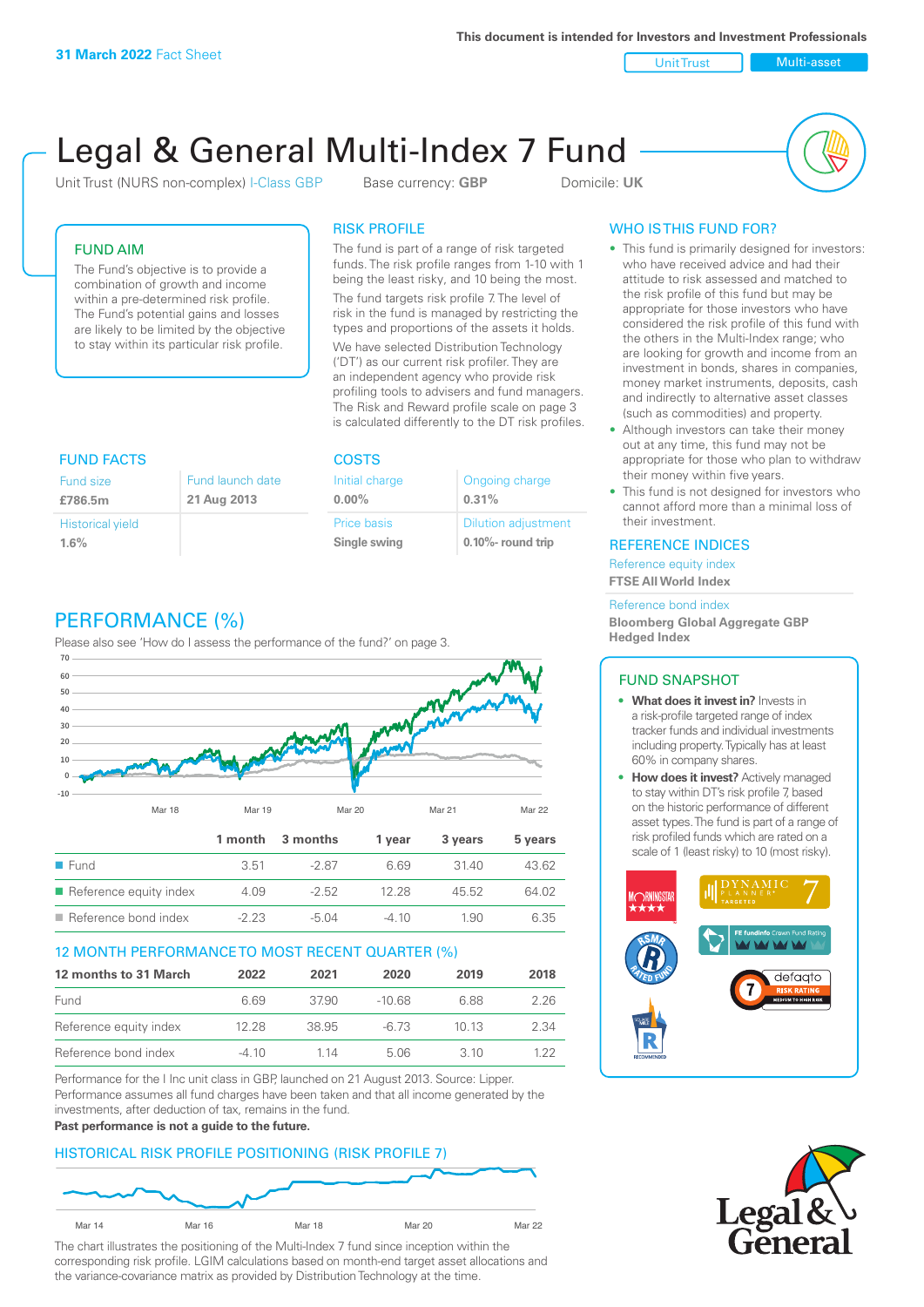This document is intended for Investors and Investment Professionals

**31 March 2022** Fact Sheet

Unit Trust | Multi-asset

# Legal & General Multi-Index 7 Fund

Unit Trust (NURS non-complex) I-Class GBP  Base currency: **GBP**  Domicile: **UK**

## FUND AIM

The Fund's objective is to provide a combination of growth and income within a pre-determined risk profile. The Fund's potential gains and losses are likely to be limited by the objective to stay within its particular risk profile.

## RISK PROFILE

The fund is part of a range of risk targeted funds. The risk profile ranges from 1-10 with 1 being the least risky, and 10 being the most.

The fund targets risk profile 7. The level of risk in the fund is managed by restricting the types and proportions of the assets it holds.

We have selected Distribution Technology ('DT') as our current risk profiler. They are an independent agency who provide risk profiling tools to advisers and fund managers. The Risk and Reward profile scale on page 3 is calculated differently to the DT risk profiles.

## WHO IS THIS FUND FOR?

- This fund is primarily designed for investors: who have received advice and had their attitude to risk assessed and matched to the risk profile of this fund but may be appropriate for those investors who have considered the risk profile of this fund with the others in the Multi-Index range; who are looking for growth and income from an investment in bonds, shares in companies, money market instruments, deposits, cash and indirectly to alternative asset classes (such as commodities) and property.
- Although investors can take their money out at any time, this fund may not be appropriate for those who plan to withdraw their money within five years.
- This fund is not designed for investors who cannot afford more than a minimal loss of their investment.

## FUND FACTS

| Fund size | Fund launch date |
|---|---|
| **£786.5m** | **21 Aug 2013** |
| Historical yield | |
| **1.6%** | |

## COSTS

| Initial charge | Ongoing charge |
|---|---|
| **0.00%** | **0.31%** |
| Price basis | Dilution adjustment |
| **Single swing** | **0.10%- round trip** |

## REFERENCE INDICES

Reference equity index
**FTSE All World Index**

Reference bond index
**Bloomberg Global Aggregate GBP Hedged Index**

## PERFORMANCE (%)

Please also see 'How do I assess the performance of the fund?' on page 3.

| | 1 month | 3 months | 1 year | 3 years | 5 years |
|---|---|---|---|---|---|
| Fund | 3.51 | -2.87 | 6.69 | 31.40 | 43.62 |
| Reference equity index | 4.09 | -2.52 | 12.28 | 45.52 | 64.02 |
| Reference bond index | -2.23 | -5.04 | -4.10 | 1.90 | 6.35 |

## 12 MONTH PERFORMANCE TO MOST RECENT QUARTER (%)

| 12 months to 31 March | 2022 | 2021 | 2020 | 2019 | 2018 |
|---|---|---|---|---|---|
| Fund | 6.69 | 37.90 | -10.68 | 6.88 | 2.26 |
| Reference equity index | 12.28 | 38.95 | -6.73 | 10.13 | 2.34 |
| Reference bond index | -4.10 | 1.14 | 5.06 | 3.10 | 1.22 |

Performance for the I Inc unit class in GBP, launched on 21 August 2013. Source: Lipper. Performance assumes all fund charges have been taken and that all income generated by the investments, after deduction of tax, remains in the fund.

**Past performance is not a guide to the future.**

## FUND SNAPSHOT

- **What does it invest in?** Invests in a risk-profile targeted range of index tracker funds and individual investments including property. Typically has at least 60% in company shares.
- **How does it invest?** Actively managed to stay within DT's risk profile 7, based on the historic performance of different asset types. The fund is part of a range of risk profiled funds which are rated on a scale of 1 (least risky) to 10 (most risky).

## HISTORICAL RISK PROFILE POSITIONING (RISK PROFILE 7)

The chart illustrates the positioning of the Multi-Index 7 fund since inception within the corresponding risk profile. LGIM calculations based on month-end target asset allocations and the variance-covariance matrix as provided by Distribution Technology at the time.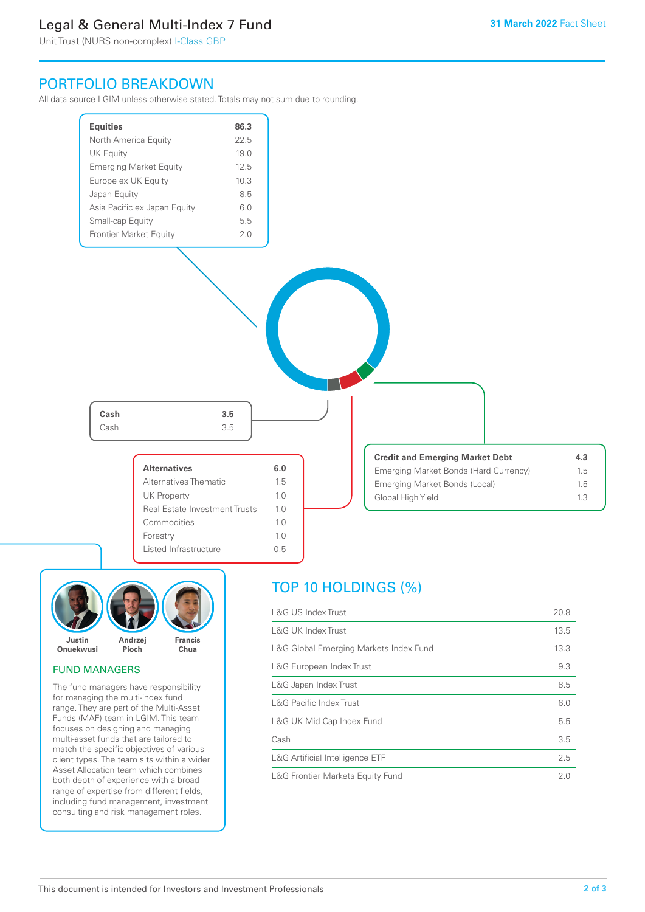# Legal & General Multi-Index 7 Fund

Unit Trust (NURS non-complex) I-Class GBP

31 March 2022 Fact Sheet

## PORTFOLIO BREAKDOWN

All data source LGIM unless otherwise stated. Totals may not sum due to rounding.

| Equities | 86.3 |
|---|---|
| North America Equity | 22.5 |
| UK Equity | 19.0 |
| Emerging Market Equity | 12.5 |
| Europe ex UK Equity | 10.3 |
| Japan Equity | 8.5 |
| Asia Pacific ex Japan Equity | 6.0 |
| Small-cap Equity | 5.5 |
| Frontier Market Equity | 2.0 |

| Cash | 3.5 |
|---|---|
| Cash | 3.5 |

| Alternatives | 6.0 |
|---|---|
| Alternatives Thematic | 1.5 |
| UK Property | 1.0 |
| Real Estate Investment Trusts | 1.0 |
| Commodities | 1.0 |
| Forestry | 1.0 |
| Listed Infrastructure | 0.5 |

| Credit and Emerging Market Debt | 4.3 |
|---|---|
| Emerging Market Bonds (Hard Currency) | 1.5 |
| Emerging Market Bonds (Local) | 1.5 |
| Global High Yield | 1.3 |

## FUND MANAGERS

Justin Onuekwusi, Andrzej Pioch, Francis Chua

The fund managers have responsibility for managing the multi-index fund range. They are part of the Multi-Asset Funds (MAF) team in LGIM. This team focuses on designing and managing multi-asset funds that are tailored to match the specific objectives of various client types. The team sits within a wider Asset Allocation team which combines both depth of experience with a broad range of expertise from different fields, including fund management, investment consulting and risk management roles.

## TOP 10 HOLDINGS (%)

| Holding | % |
|---|---|
| L&G US Index Trust | 20.8 |
| L&G UK Index Trust | 13.5 |
| L&G Global Emerging Markets Index Fund | 13.3 |
| L&G European Index Trust | 9.3 |
| L&G Japan Index Trust | 8.5 |
| L&G Pacific Index Trust | 6.0 |
| L&G UK Mid Cap Index Fund | 5.5 |
| Cash | 3.5 |
| L&G Artificial Intelligence ETF | 2.5 |
| L&G Frontier Markets Equity Fund | 2.0 |

This document is intended for Investors and Investment Professionals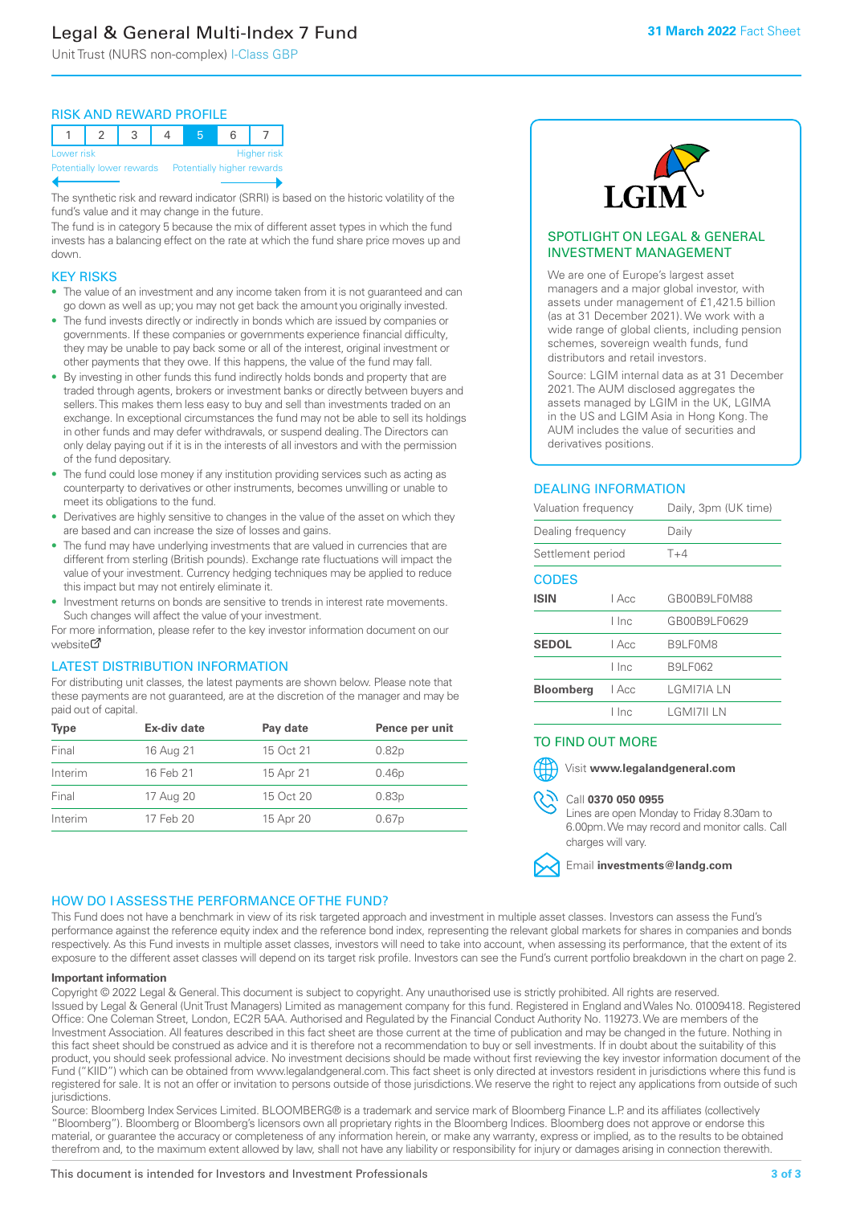# Legal & General Multi-Index 7 Fund

Unit Trust (NURS non-complex) I-Class GBP

31 March 2022 Fact Sheet

## RISK AND REWARD PROFILE

| 1 | 2 | 3 | 4 | 5 | 6 | 7 |
|---|---|---|---|---|---|---|

Lower risk — Higher risk

Potentially lower rewards — Potentially higher rewards

The synthetic risk and reward indicator (SRRI) is based on the historic volatility of the fund's value and it may change in the future.

The fund is in category 5 because the mix of different asset types in which the fund invests has a balancing effect on the rate at which the fund share price moves up and down.

## KEY RISKS

- The value of an investment and any income taken from it is not guaranteed and can go down as well as up; you may not get back the amount you originally invested.
- The fund invests directly or indirectly in bonds which are issued by companies or governments. If these companies or governments experience financial difficulty, they may be unable to pay back some or all of the interest, original investment or other payments that they owe. If this happens, the value of the fund may fall.
- By investing in other funds this fund indirectly holds bonds and property that are traded through agents, brokers or investment banks or directly between buyers and sellers. This makes them less easy to buy and sell than investments traded on an exchange. In exceptional circumstances the fund may not be able to sell its holdings in other funds and may defer withdrawals, or suspend dealing. The Directors can only delay paying out if it is in the interests of all investors and with the permission of the fund depositary.
- The fund could lose money if any institution providing services such as acting as counterparty to derivatives or other instruments, becomes unwilling or unable to meet its obligations to the fund.
- Derivatives are highly sensitive to changes in the value of the asset on which they are based and can increase the size of losses and gains.
- The fund may have underlying investments that are valued in currencies that are different from sterling (British pounds). Exchange rate fluctuations will impact the value of your investment. Currency hedging techniques may be applied to reduce this impact but may not entirely eliminate it.
- Investment returns on bonds are sensitive to trends in interest rate movements. Such changes will affect the value of your investment.

For more information, please refer to the key investor information document on our website

## LATEST DISTRIBUTION INFORMATION

For distributing unit classes, the latest payments are shown below. Please note that these payments are not guaranteed, are at the discretion of the manager and may be paid out of capital.

| Type | Ex-div date | Pay date | Pence per unit |
|---|---|---|---|
| Final | 16 Aug 21 | 15 Oct 21 | 0.82p |
| Interim | 16 Feb 21 | 15 Apr 21 | 0.46p |
| Final | 17 Aug 20 | 15 Oct 20 | 0.83p |
| Interim | 17 Feb 20 | 15 Apr 20 | 0.67p |

LGIM

## SPOTLIGHT ON LEGAL & GENERAL INVESTMENT MANAGEMENT

We are one of Europe's largest asset managers and a major global investor, with assets under management of £1,421.5 billion (as at 31 December 2021). We work with a wide range of global clients, including pension schemes, sovereign wealth funds, fund distributors and retail investors.

Source: LGIM internal data as at 31 December 2021. The AUM disclosed aggregates the assets managed by LGIM in the UK, LGIMA in the US and LGIM Asia in Hong Kong. The AUM includes the value of securities and derivatives positions.

## DEALING INFORMATION

| | |
|---|---|
| Valuation frequency | Daily, 3pm (UK time) |
| Dealing frequency | Daily |
| Settlement period | T+4 |

## CODES

| | | |
|---|---|---|
| **ISIN** | I Acc | GB00B9LF0M88 |
| | I Inc | GB00B9LF0629 |
| **SEDOL** | I Acc | B9LF0M8 |
| | I Inc | B9LF062 |
| **Bloomberg** | I Acc | LGMI7IA LN |
| | I Inc | LGMI7II LN |

## TO FIND OUT MORE

Visit **www.legalandgeneral.com**

Call **0370 050 0955**
Lines are open Monday to Friday 8.30am to 6.00pm. We may record and monitor calls. Call charges will vary.

Email **investments@landg.com**

## HOW DO I ASSESS THE PERFORMANCE OF THE FUND?

This Fund does not have a benchmark in view of its risk targeted approach and investment in multiple asset classes. Investors can assess the Fund's performance against the reference equity index and the reference bond index, representing the relevant global markets for shares in companies and bonds respectively. As this Fund invests in multiple asset classes, investors will need to take into account, when assessing its performance, that the extent of its exposure to the different asset classes will depend on its target risk profile. Investors can see the Fund's current portfolio breakdown in the chart on page 2.

**Important information**

Copyright © 2022 Legal & General. This document is subject to copyright. Any unauthorised use is strictly prohibited. All rights are reserved. Issued by Legal & General (Unit Trust Managers) Limited as management company for this fund. Registered in England and Wales No. 01009418. Registered Office: One Coleman Street, London, EC2R 5AA. Authorised and Regulated by the Financial Conduct Authority No. 119273. We are members of the Investment Association. All features described in this fact sheet are those current at the time of publication and may be changed in the future. Nothing in this fact sheet should be construed as advice and it is therefore not a recommendation to buy or sell investments. If in doubt about the suitability of this product, you should seek professional advice. No investment decisions should be made without first reviewing the key investor information document of the Fund ("KIID") which can be obtained from www.legalandgeneral.com. This fact sheet is only directed at investors resident in jurisdictions where this fund is registered for sale. It is not an offer or invitation to persons outside of those jurisdictions. We reserve the right to reject any applications from outside of such jurisdictions.

Source: Bloomberg Index Services Limited. BLOOMBERG® is a trademark and service mark of Bloomberg Finance L.P. and its affiliates (collectively "Bloomberg"). Bloomberg or Bloomberg's licensors own all proprietary rights in the Bloomberg Indices. Bloomberg does not approve or endorse this material, or guarantee the accuracy or completeness of any information herein, or make any warranty, express or implied, as to the results to be obtained therefrom and, to the maximum extent allowed by law, shall not have any liability or responsibility for injury or damages arising in connection therewith.

This document is intended for Investors and Investment Professionals